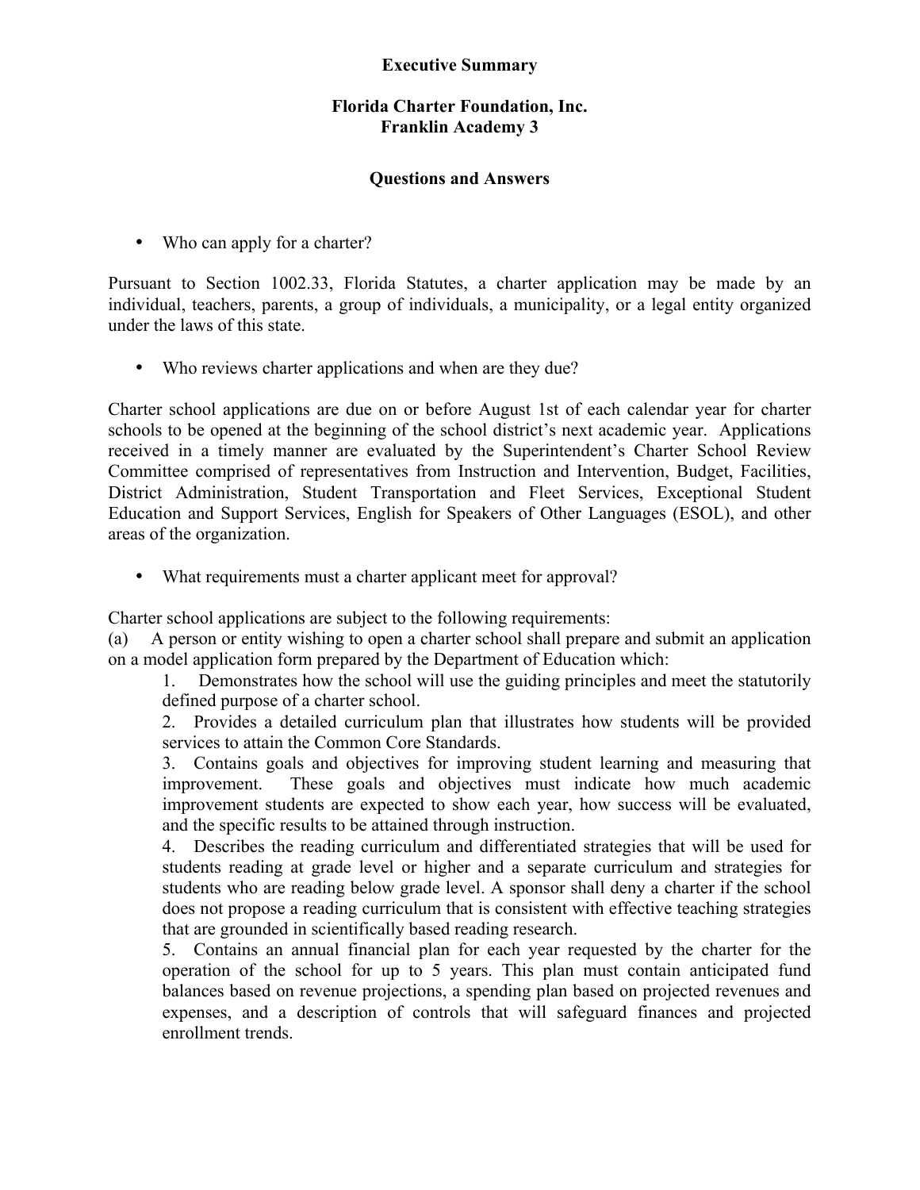# Executive Summary

## Florida Charter Foundation, Inc.
## Franklin Academy 3

### Questions and Answers

- Who can apply for a charter?

Pursuant to Section 1002.33, Florida Statutes, a charter application may be made by an individual, teachers, parents, a group of individuals, a municipality, or a legal entity organized under the laws of this state.

- Who reviews charter applications and when are they due?

Charter school applications are due on or before August 1st of each calendar year for charter schools to be opened at the beginning of the school district's next academic year. Applications received in a timely manner are evaluated by the Superintendent's Charter School Review Committee comprised of representatives from Instruction and Intervention, Budget, Facilities, District Administration, Student Transportation and Fleet Services, Exceptional Student Education and Support Services, English for Speakers of Other Languages (ESOL), and other areas of the organization.

- What requirements must a charter applicant meet for approval?

Charter school applications are subject to the following requirements:

(a) A person or entity wishing to open a charter school shall prepare and submit an application on a model application form prepared by the Department of Education which:

1. Demonstrates how the school will use the guiding principles and meet the statutorily defined purpose of a charter school.
2. Provides a detailed curriculum plan that illustrates how students will be provided services to attain the Common Core Standards.
3. Contains goals and objectives for improving student learning and measuring that improvement. These goals and objectives must indicate how much academic improvement students are expected to show each year, how success will be evaluated, and the specific results to be attained through instruction.
4. Describes the reading curriculum and differentiated strategies that will be used for students reading at grade level or higher and a separate curriculum and strategies for students who are reading below grade level. A sponsor shall deny a charter if the school does not propose a reading curriculum that is consistent with effective teaching strategies that are grounded in scientifically based reading research.
5. Contains an annual financial plan for each year requested by the charter for the operation of the school for up to 5 years. This plan must contain anticipated fund balances based on revenue projections, a spending plan based on projected revenues and expenses, and a description of controls that will safeguard finances and projected enrollment trends.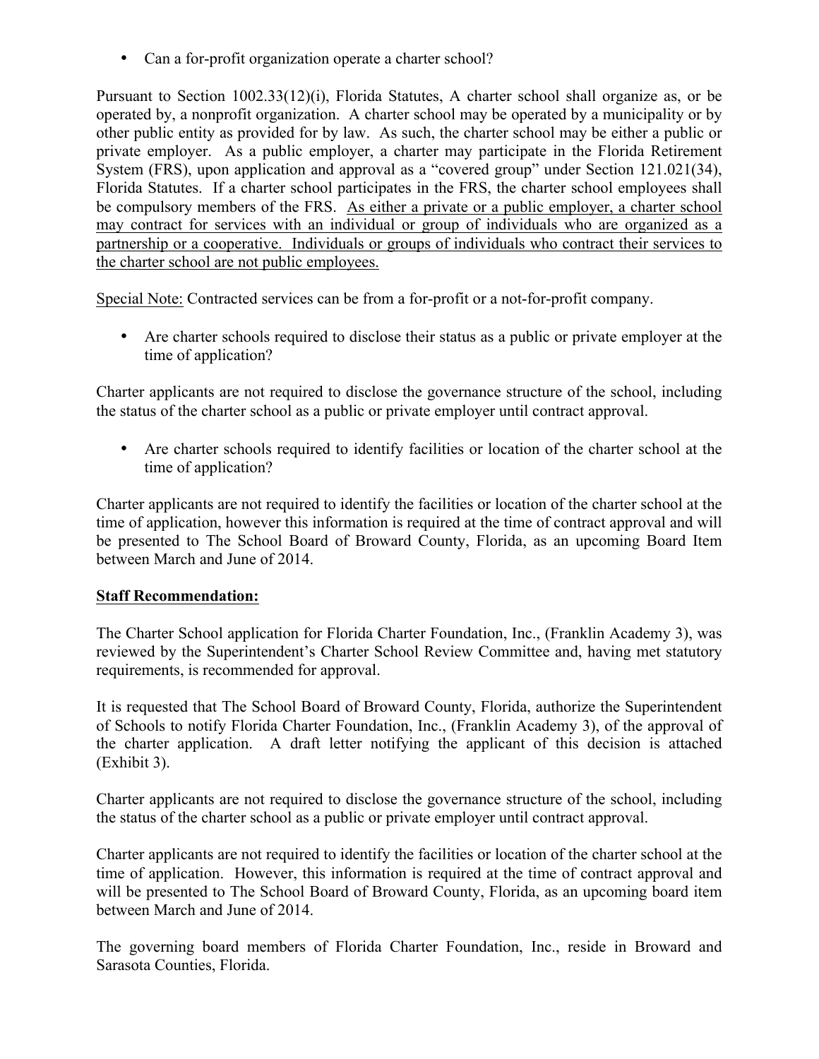- Can a for-profit organization operate a charter school?

Pursuant to Section 1002.33(12)(i), Florida Statutes, A charter school shall organize as, or be operated by, a nonprofit organization. A charter school may be operated by a municipality or by other public entity as provided for by law. As such, the charter school may be either a public or private employer. As a public employer, a charter may participate in the Florida Retirement System (FRS), upon application and approval as a "covered group" under Section 121.021(34), Florida Statutes. If a charter school participates in the FRS, the charter school employees shall be compulsory members of the FRS. <u>As either a private or a public employer, a charter school may contract for services with an individual or group of individuals who are organized as a partnership or a cooperative. Individuals or groups of individuals who contract their services to the charter school are not public employees.</u>

<u>Special Note:</u> Contracted services can be from a for-profit or a not-for-profit company.

- Are charter schools required to disclose their status as a public or private employer at the time of application?

Charter applicants are not required to disclose the governance structure of the school, including the status of the charter school as a public or private employer until contract approval.

- Are charter schools required to identify facilities or location of the charter school at the time of application?

Charter applicants are not required to identify the facilities or location of the charter school at the time of application, however this information is required at the time of contract approval and will be presented to The School Board of Broward County, Florida, as an upcoming Board Item between March and June of 2014.

**<u>Staff Recommendation:</u>**

The Charter School application for Florida Charter Foundation, Inc., (Franklin Academy 3), was reviewed by the Superintendent's Charter School Review Committee and, having met statutory requirements, is recommended for approval.

It is requested that The School Board of Broward County, Florida, authorize the Superintendent of Schools to notify Florida Charter Foundation, Inc., (Franklin Academy 3), of the approval of the charter application. A draft letter notifying the applicant of this decision is attached (Exhibit 3).

Charter applicants are not required to disclose the governance structure of the school, including the status of the charter school as a public or private employer until contract approval.

Charter applicants are not required to identify the facilities or location of the charter school at the time of application. However, this information is required at the time of contract approval and will be presented to The School Board of Broward County, Florida, as an upcoming board item between March and June of 2014.

The governing board members of Florida Charter Foundation, Inc., reside in Broward and Sarasota Counties, Florida.